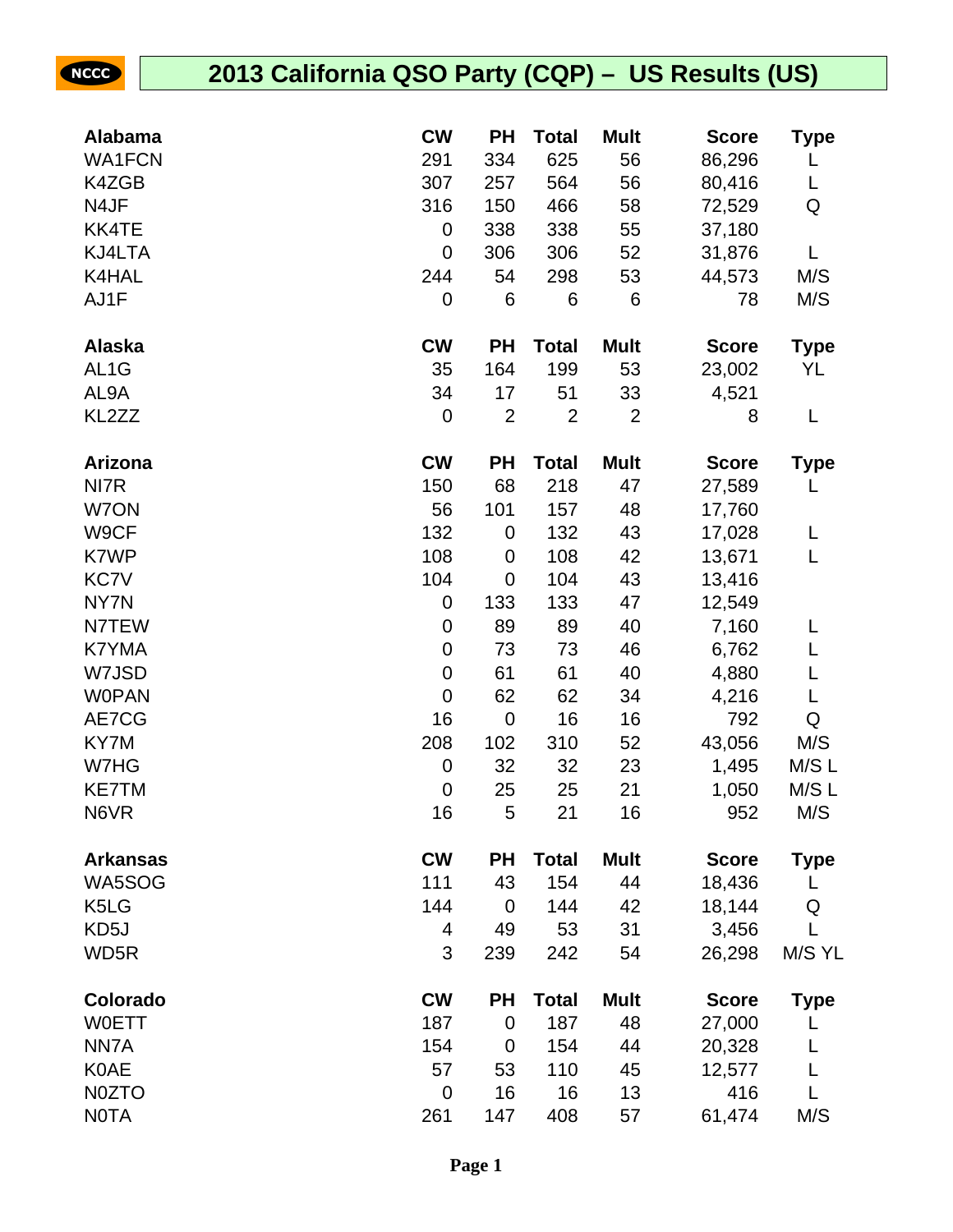# 2013 California QSO Party (CQP) – US Results (US)

| Alabama | CW | PH | Total | Mult | Score | Type |
|---|---|---|---|---|---|---|
| WA1FCN | 291 | 334 | 625 | 56 | 86,296 | L |
| K4ZGB | 307 | 257 | 564 | 56 | 80,416 | L |
| N4JF | 316 | 150 | 466 | 58 | 72,529 | Q |
| KK4TE | 0 | 338 | 338 | 55 | 37,180 | |
| KJ4LTA | 0 | 306 | 306 | 52 | 31,876 | L |
| K4HAL | 244 | 54 | 298 | 53 | 44,573 | M/S |
| AJ1F | 0 | 6 | 6 | 6 | 78 | M/S |

| Alaska | CW | PH | Total | Mult | Score | Type |
|---|---|---|---|---|---|---|
| AL1G | 35 | 164 | 199 | 53 | 23,002 | YL |
| AL9A | 34 | 17 | 51 | 33 | 4,521 | |
| KL2ZZ | 0 | 2 | 2 | 2 | 8 | L |

| Arizona | CW | PH | Total | Mult | Score | Type |
|---|---|---|---|---|---|---|
| NI7R | 150 | 68 | 218 | 47 | 27,589 | L |
| W7ON | 56 | 101 | 157 | 48 | 17,760 | |
| W9CF | 132 | 0 | 132 | 43 | 17,028 | L |
| K7WP | 108 | 0 | 108 | 42 | 13,671 | L |
| KC7V | 104 | 0 | 104 | 43 | 13,416 | |
| NY7N | 0 | 133 | 133 | 47 | 12,549 | |
| N7TEW | 0 | 89 | 89 | 40 | 7,160 | L |
| K7YMA | 0 | 73 | 73 | 46 | 6,762 | L |
| W7JSD | 0 | 61 | 61 | 40 | 4,880 | L |
| W0PAN | 0 | 62 | 62 | 34 | 4,216 | L |
| AE7CG | 16 | 0 | 16 | 16 | 792 | Q |
| KY7M | 208 | 102 | 310 | 52 | 43,056 | M/S |
| W7HG | 0 | 32 | 32 | 23 | 1,495 | M/S L |
| KE7TM | 0 | 25 | 25 | 21 | 1,050 | M/S L |
| N6VR | 16 | 5 | 21 | 16 | 952 | M/S |

| Arkansas | CW | PH | Total | Mult | Score | Type |
|---|---|---|---|---|---|---|
| WA5SOG | 111 | 43 | 154 | 44 | 18,436 | L |
| K5LG | 144 | 0 | 144 | 42 | 18,144 | Q |
| KD5J | 4 | 49 | 53 | 31 | 3,456 | L |
| WD5R | 3 | 239 | 242 | 54 | 26,298 | M/S YL |

| Colorado | CW | PH | Total | Mult | Score | Type |
|---|---|---|---|---|---|---|
| W0ETT | 187 | 0 | 187 | 48 | 27,000 | L |
| NN7A | 154 | 0 | 154 | 44 | 20,328 | L |
| K0AE | 57 | 53 | 110 | 45 | 12,577 | L |
| N0ZTO | 0 | 16 | 16 | 13 | 416 | L |
| N0TA | 261 | 147 | 408 | 57 | 61,474 | M/S |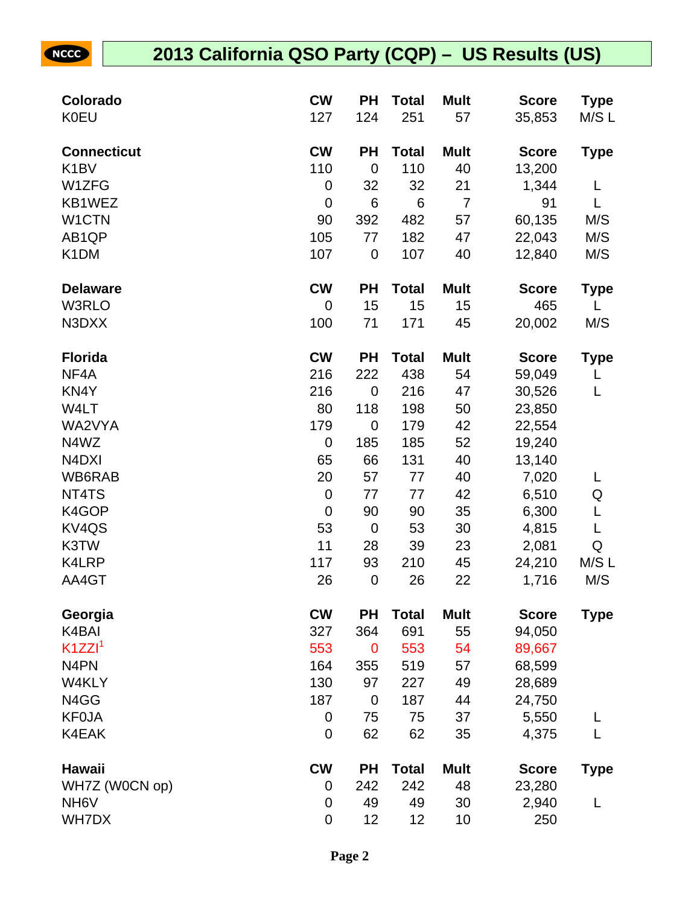# 2013 California QSO Party (CQP) – US Results (US)

| Colorado | CW | PH | Total | Mult | Score | Type |
|---|---|---|---|---|---|---|
| K0EU | 127 | 124 | 251 | 57 | 35,853 | M/S L |

| Connecticut | CW | PH | Total | Mult | Score | Type |
|---|---|---|---|---|---|---|
| K1BV | 110 | 0 | 110 | 40 | 13,200 | |
| W1ZFG | 0 | 32 | 32 | 21 | 1,344 | L |
| KB1WEZ | 0 | 6 | 6 | 7 | 91 | L |
| W1CTN | 90 | 392 | 482 | 57 | 60,135 | M/S |
| AB1QP | 105 | 77 | 182 | 47 | 22,043 | M/S |
| K1DM | 107 | 0 | 107 | 40 | 12,840 | M/S |

| Delaware | CW | PH | Total | Mult | Score | Type |
|---|---|---|---|---|---|---|
| W3RLO | 0 | 15 | 15 | 15 | 465 | L |
| N3DXX | 100 | 71 | 171 | 45 | 20,002 | M/S |

| Florida | CW | PH | Total | Mult | Score | Type |
|---|---|---|---|---|---|---|
| NF4A | 216 | 222 | 438 | 54 | 59,049 | L |
| KN4Y | 216 | 0 | 216 | 47 | 30,526 | L |
| W4LT | 80 | 118 | 198 | 50 | 23,850 | |
| WA2VYA | 179 | 0 | 179 | 42 | 22,554 | |
| N4WZ | 0 | 185 | 185 | 52 | 19,240 | |
| N4DXI | 65 | 66 | 131 | 40 | 13,140 | |
| WB6RAB | 20 | 57 | 77 | 40 | 7,020 | L |
| NT4TS | 0 | 77 | 77 | 42 | 6,510 | Q |
| K4GOP | 0 | 90 | 90 | 35 | 6,300 | L |
| KV4QS | 53 | 0 | 53 | 30 | 4,815 | L |
| K3TW | 11 | 28 | 39 | 23 | 2,081 | Q |
| K4LRP | 117 | 93 | 210 | 45 | 24,210 | M/S L |
| AA4GT | 26 | 0 | 26 | 22 | 1,716 | M/S |

| Georgia | CW | PH | Total | Mult | Score | Type |
|---|---|---|---|---|---|---|
| K4BAI | 327 | 364 | 691 | 55 | 94,050 | |
| K1ZZI[1] | 553 | 0 | 553 | 54 | 89,667 | |
| N4PN | 164 | 355 | 519 | 57 | 68,599 | |
| W4KLY | 130 | 97 | 227 | 49 | 28,689 | |
| N4GG | 187 | 0 | 187 | 44 | 24,750 | |
| KF0JA | 0 | 75 | 75 | 37 | 5,550 | L |
| K4EAK | 0 | 62 | 62 | 35 | 4,375 | L |

| Hawaii | CW | PH | Total | Mult | Score | Type |
|---|---|---|---|---|---|---|
| WH7Z (W0CN op) | 0 | 242 | 242 | 48 | 23,280 | |
| NH6V | 0 | 49 | 49 | 30 | 2,940 | L |
| WH7DX | 0 | 12 | 12 | 10 | 250 | |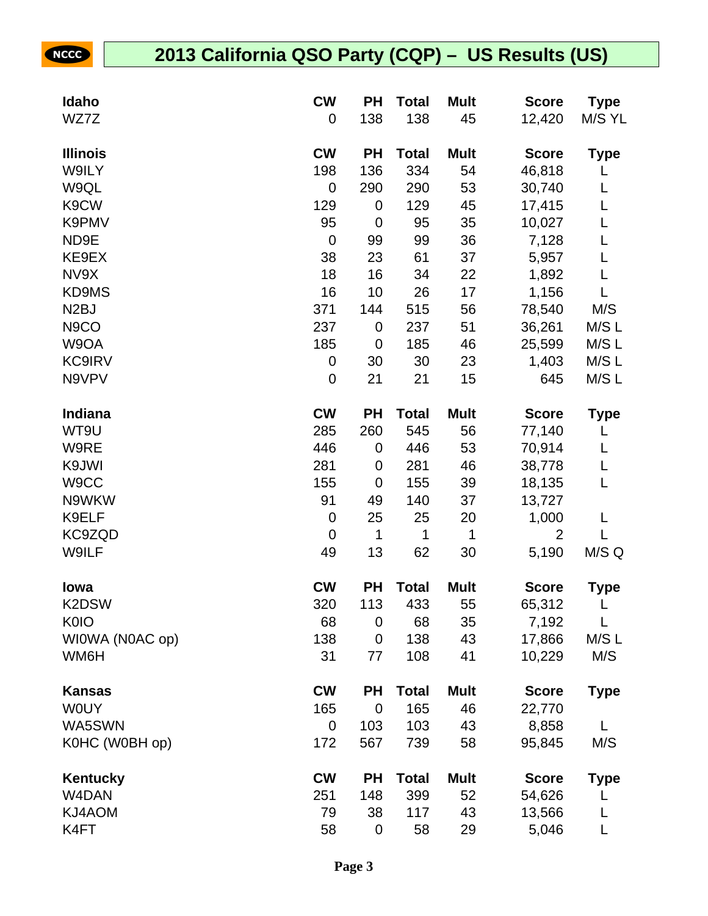## 2013 California QSO Party (CQP) – US Results (US)

| Idaho | CW | PH | Total | Mult | Score | Type |
|---|---|---|---|---|---|---|
| WZ7Z | 0 | 138 | 138 | 45 | 12,420 | M/S YL |

| Illinois | CW | PH | Total | Mult | Score | Type |
|---|---|---|---|---|---|---|
| W9ILY | 198 | 136 | 334 | 54 | 46,818 | L |
| W9QL | 0 | 290 | 290 | 53 | 30,740 | L |
| K9CW | 129 | 0 | 129 | 45 | 17,415 | L |
| K9PMV | 95 | 0 | 95 | 35 | 10,027 | L |
| ND9E | 0 | 99 | 99 | 36 | 7,128 | L |
| KE9EX | 38 | 23 | 61 | 37 | 5,957 | L |
| NV9X | 18 | 16 | 34 | 22 | 1,892 | L |
| KD9MS | 16 | 10 | 26 | 17 | 1,156 | L |
| N2BJ | 371 | 144 | 515 | 56 | 78,540 | M/S |
| N9CO | 237 | 0 | 237 | 51 | 36,261 | M/S L |
| W9OA | 185 | 0 | 185 | 46 | 25,599 | M/S L |
| KC9IRV | 0 | 30 | 30 | 23 | 1,403 | M/S L |
| N9VPV | 0 | 21 | 21 | 15 | 645 | M/S L |

| Indiana | CW | PH | Total | Mult | Score | Type |
|---|---|---|---|---|---|---|
| WT9U | 285 | 260 | 545 | 56 | 77,140 | L |
| W9RE | 446 | 0 | 446 | 53 | 70,914 | L |
| K9JWI | 281 | 0 | 281 | 46 | 38,778 | L |
| W9CC | 155 | 0 | 155 | 39 | 18,135 | L |
| N9WKW | 91 | 49 | 140 | 37 | 13,727 | |
| K9ELF | 0 | 25 | 25 | 20 | 1,000 | L |
| KC9ZQD | 0 | 1 | 1 | 1 | 2 | L |
| W9ILF | 49 | 13 | 62 | 30 | 5,190 | M/S Q |

| Iowa | CW | PH | Total | Mult | Score | Type |
|---|---|---|---|---|---|---|
| K2DSW | 320 | 113 | 433 | 55 | 65,312 | L |
| K0IO | 68 | 0 | 68 | 35 | 7,192 | L |
| WI0WA (N0AC op) | 138 | 0 | 138 | 43 | 17,866 | M/S L |
| WM6H | 31 | 77 | 108 | 41 | 10,229 | M/S |

| Kansas | CW | PH | Total | Mult | Score | Type |
|---|---|---|---|---|---|---|
| W0UY | 165 | 0 | 165 | 46 | 22,770 | |
| WA5SWN | 0 | 103 | 103 | 43 | 8,858 | L |
| K0HC (W0BH op) | 172 | 567 | 739 | 58 | 95,845 | M/S |

| Kentucky | CW | PH | Total | Mult | Score | Type |
|---|---|---|---|---|---|---|
| W4DAN | 251 | 148 | 399 | 52 | 54,626 | L |
| KJ4AOM | 79 | 38 | 117 | 43 | 13,566 | L |
| K4FT | 58 | 0 | 58 | 29 | 5,046 | L |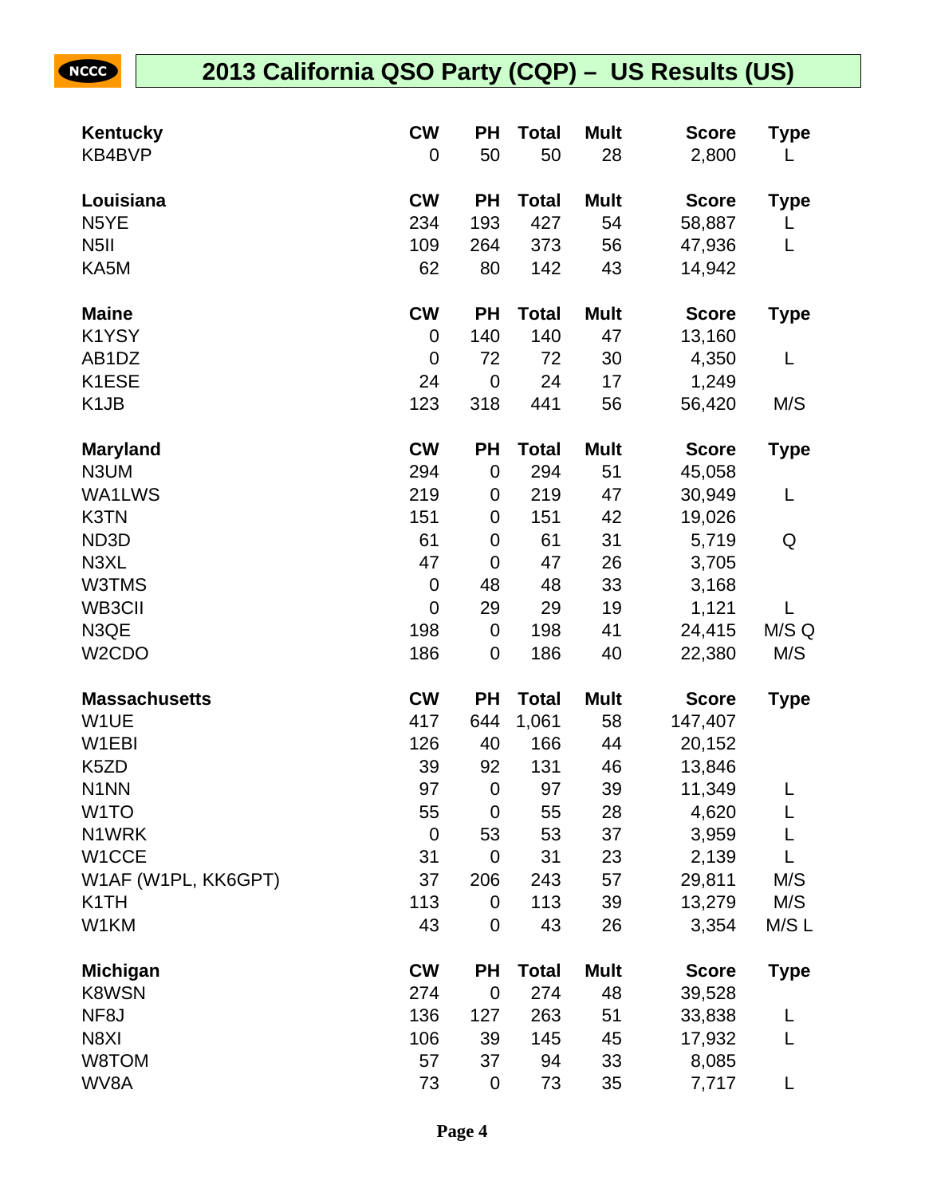# 2013 California QSO Party (CQP) – US Results (US)

| Kentucky | CW | PH | Total | Mult | Score | Type |
|---|---|---|---|---|---|---|
| KB4BVP | 0 | 50 | 50 | 28 | 2,800 | L |

| Louisiana | CW | PH | Total | Mult | Score | Type |
|---|---|---|---|---|---|---|
| N5YE | 234 | 193 | 427 | 54 | 58,887 | L |
| N5II | 109 | 264 | 373 | 56 | 47,936 | L |
| KA5M | 62 | 80 | 142 | 43 | 14,942 | |

| Maine | CW | PH | Total | Mult | Score | Type |
|---|---|---|---|---|---|---|
| K1YSY | 0 | 140 | 140 | 47 | 13,160 | |
| AB1DZ | 0 | 72 | 72 | 30 | 4,350 | L |
| K1ESE | 24 | 0 | 24 | 17 | 1,249 | |
| K1JB | 123 | 318 | 441 | 56 | 56,420 | M/S |

| Maryland | CW | PH | Total | Mult | Score | Type |
|---|---|---|---|---|---|---|
| N3UM | 294 | 0 | 294 | 51 | 45,058 | |
| WA1LWS | 219 | 0 | 219 | 47 | 30,949 | L |
| K3TN | 151 | 0 | 151 | 42 | 19,026 | |
| ND3D | 61 | 0 | 61 | 31 | 5,719 | Q |
| N3XL | 47 | 0 | 47 | 26 | 3,705 | |
| W3TMS | 0 | 48 | 48 | 33 | 3,168 | |
| WB3CII | 0 | 29 | 29 | 19 | 1,121 | L |
| N3QE | 198 | 0 | 198 | 41 | 24,415 | M/S Q |
| W2CDO | 186 | 0 | 186 | 40 | 22,380 | M/S |

| Massachusetts | CW | PH | Total | Mult | Score | Type |
|---|---|---|---|---|---|---|
| W1UE | 417 | 644 | 1,061 | 58 | 147,407 | |
| W1EBI | 126 | 40 | 166 | 44 | 20,152 | |
| K5ZD | 39 | 92 | 131 | 46 | 13,846 | |
| N1NN | 97 | 0 | 97 | 39 | 11,349 | L |
| W1TO | 55 | 0 | 55 | 28 | 4,620 | L |
| N1WRK | 0 | 53 | 53 | 37 | 3,959 | L |
| W1CCE | 31 | 0 | 31 | 23 | 2,139 | L |
| W1AF (W1PL, KK6GPT) | 37 | 206 | 243 | 57 | 29,811 | M/S |
| K1TH | 113 | 0 | 113 | 39 | 13,279 | M/S |
| W1KM | 43 | 0 | 43 | 26 | 3,354 | M/S L |

| Michigan | CW | PH | Total | Mult | Score | Type |
|---|---|---|---|---|---|---|
| K8WSN | 274 | 0 | 274 | 48 | 39,528 | |
| NF8J | 136 | 127 | 263 | 51 | 33,838 | L |
| N8XI | 106 | 39 | 145 | 45 | 17,932 | L |
| W8TOM | 57 | 37 | 94 | 33 | 8,085 | |
| WV8A | 73 | 0 | 73 | 35 | 7,717 | L |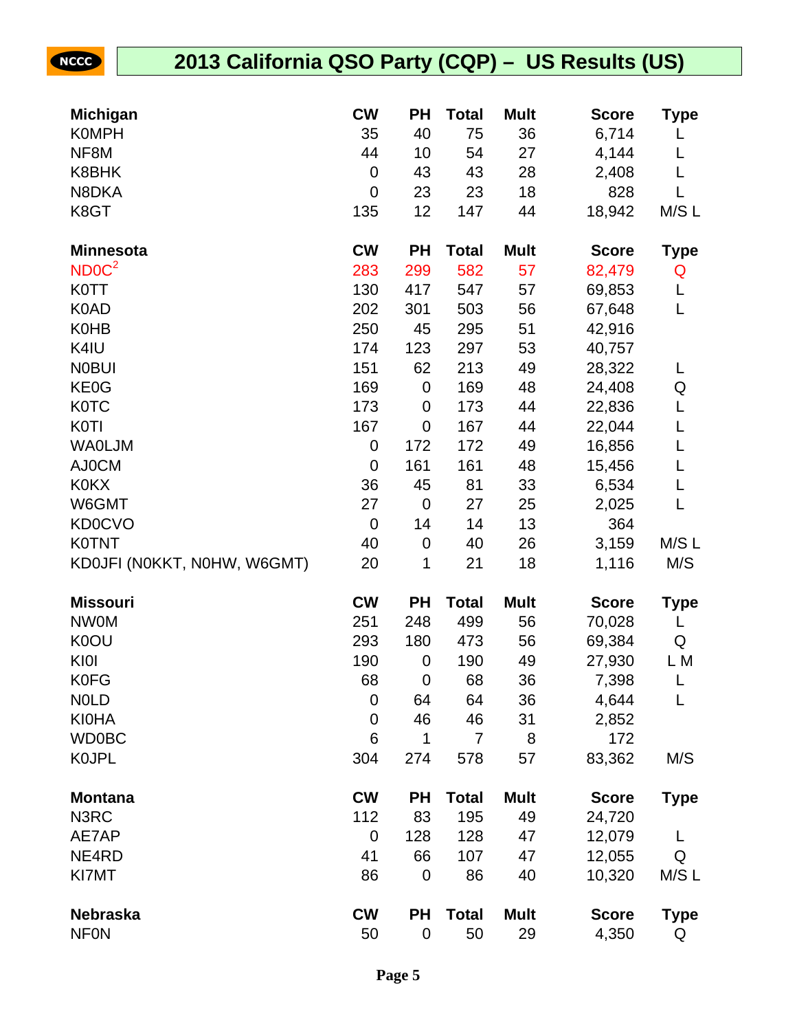## 2013 California QSO Party (CQP) – US Results (US)

| Michigan | CW | PH | Total | Mult | Score | Type |
|---|---|---|---|---|---|---|
| K0MPH | 35 | 40 | 75 | 36 | 6,714 | L |
| NF8M | 44 | 10 | 54 | 27 | 4,144 | L |
| K8BHK | 0 | 43 | 43 | 28 | 2,408 | L |
| N8DKA | 0 | 23 | 23 | 18 | 828 | L |
| K8GT | 135 | 12 | 147 | 44 | 18,942 | M/S L |

| Minnesota | CW | PH | Total | Mult | Score | Type |
|---|---|---|---|---|---|---|
| ND0C[2] | 283 | 299 | 582 | 57 | 82,479 | Q |
| K0TT | 130 | 417 | 547 | 57 | 69,853 | L |
| K0AD | 202 | 301 | 503 | 56 | 67,648 | L |
| K0HB | 250 | 45 | 295 | 51 | 42,916 | |
| K4IU | 174 | 123 | 297 | 53 | 40,757 | |
| N0BUI | 151 | 62 | 213 | 49 | 28,322 | L |
| KE0G | 169 | 0 | 169 | 48 | 24,408 | Q |
| K0TC | 173 | 0 | 173 | 44 | 22,836 | L |
| K0TI | 167 | 0 | 167 | 44 | 22,044 | L |
| WA0LJM | 0 | 172 | 172 | 49 | 16,856 | L |
| AJ0CM | 0 | 161 | 161 | 48 | 15,456 | L |
| K0KX | 36 | 45 | 81 | 33 | 6,534 | L |
| W6GMT | 27 | 0 | 27 | 25 | 2,025 | L |
| KD0CVO | 0 | 14 | 14 | 13 | 364 | |
| K0TNT | 40 | 0 | 40 | 26 | 3,159 | M/S L |
| KD0JFI (N0KKT, N0HW, W6GMT) | 20 | 1 | 21 | 18 | 1,116 | M/S |

| Missouri | CW | PH | Total | Mult | Score | Type |
|---|---|---|---|---|---|---|
| NW0M | 251 | 248 | 499 | 56 | 70,028 | L |
| K0OU | 293 | 180 | 473 | 56 | 69,384 | Q |
| KI0I | 190 | 0 | 190 | 49 | 27,930 | L M |
| K0FG | 68 | 0 | 68 | 36 | 7,398 | L |
| N0LD | 0 | 64 | 64 | 36 | 4,644 | L |
| KI0HA | 0 | 46 | 46 | 31 | 2,852 | |
| WD0BC | 6 | 1 | 7 | 8 | 172 | |
| K0JPL | 304 | 274 | 578 | 57 | 83,362 | M/S |

| Montana | CW | PH | Total | Mult | Score | Type |
|---|---|---|---|---|---|---|
| N3RC | 112 | 83 | 195 | 49 | 24,720 | |
| AE7AP | 0 | 128 | 128 | 47 | 12,079 | L |
| NE4RD | 41 | 66 | 107 | 47 | 12,055 | Q |
| KI7MT | 86 | 0 | 86 | 40 | 10,320 | M/S L |

| Nebraska | CW | PH | Total | Mult | Score | Type |
|---|---|---|---|---|---|---|
| NF0N | 50 | 0 | 50 | 29 | 4,350 | Q |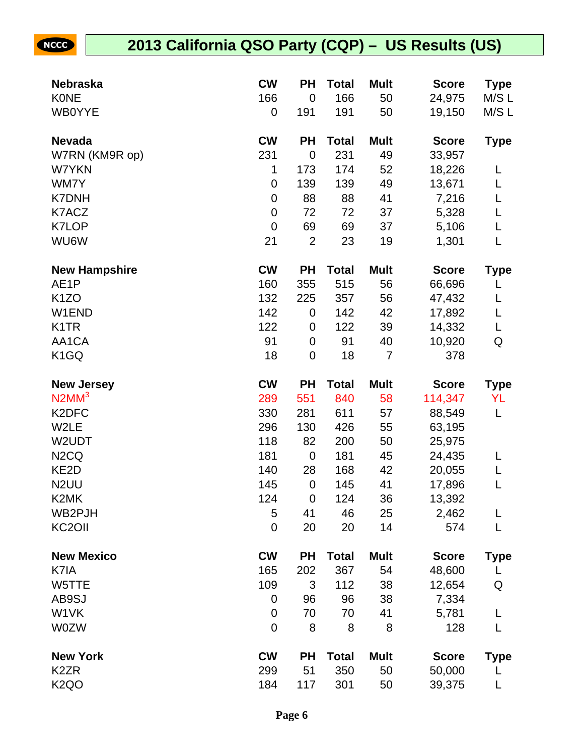## 2013 California QSO Party (CQP) – US Results (US)

| Nebraska | CW | PH | Total | Mult | Score | Type |
|---|---|---|---|---|---|---|
| K0NE | 166 | 0 | 166 | 50 | 24,975 | M/S L |
| WB0YYE | 0 | 191 | 191 | 50 | 19,150 | M/S L |

| Nevada | CW | PH | Total | Mult | Score | Type |
|---|---|---|---|---|---|---|
| W7RN (KM9R op) | 231 | 0 | 231 | 49 | 33,957 | |
| W7YKN | 1 | 173 | 174 | 52 | 18,226 | L |
| WM7Y | 0 | 139 | 139 | 49 | 13,671 | L |
| K7DNH | 0 | 88 | 88 | 41 | 7,216 | L |
| K7ACZ | 0 | 72 | 72 | 37 | 5,328 | L |
| K7LOP | 0 | 69 | 69 | 37 | 5,106 | L |
| WU6W | 21 | 2 | 23 | 19 | 1,301 | L |

| New Hampshire | CW | PH | Total | Mult | Score | Type |
|---|---|---|---|---|---|---|
| AE1P | 160 | 355 | 515 | 56 | 66,696 | L |
| K1ZO | 132 | 225 | 357 | 56 | 47,432 | L |
| W1END | 142 | 0 | 142 | 42 | 17,892 | L |
| K1TR | 122 | 0 | 122 | 39 | 14,332 | L |
| AA1CA | 91 | 0 | 91 | 40 | 10,920 | Q |
| K1GQ | 18 | 0 | 18 | 7 | 378 | |

| New Jersey | CW | PH | Total | Mult | Score | Type |
|---|---|---|---|---|---|---|
| N2MM[3] | 289 | 551 | 840 | 58 | 114,347 | YL |
| K2DFC | 330 | 281 | 611 | 57 | 88,549 | L |
| W2LE | 296 | 130 | 426 | 55 | 63,195 | |
| W2UDT | 118 | 82 | 200 | 50 | 25,975 | |
| N2CQ | 181 | 0 | 181 | 45 | 24,435 | L |
| KE2D | 140 | 28 | 168 | 42 | 20,055 | L |
| N2UU | 145 | 0 | 145 | 41 | 17,896 | L |
| K2MK | 124 | 0 | 124 | 36 | 13,392 | |
| WB2PJH | 5 | 41 | 46 | 25 | 2,462 | L |
| KC2OII | 0 | 20 | 20 | 14 | 574 | L |

| New Mexico | CW | PH | Total | Mult | Score | Type |
|---|---|---|---|---|---|---|
| K7IA | 165 | 202 | 367 | 54 | 48,600 | L |
| W5TTE | 109 | 3 | 112 | 38 | 12,654 | Q |
| AB9SJ | 0 | 96 | 96 | 38 | 7,334 | |
| W1VK | 0 | 70 | 70 | 41 | 5,781 | L |
| W0ZW | 0 | 8 | 8 | 8 | 128 | L |

| New York | CW | PH | Total | Mult | Score | Type |
|---|---|---|---|---|---|---|
| K2ZR | 299 | 51 | 350 | 50 | 50,000 | L |
| K2QO | 184 | 117 | 301 | 50 | 39,375 | L |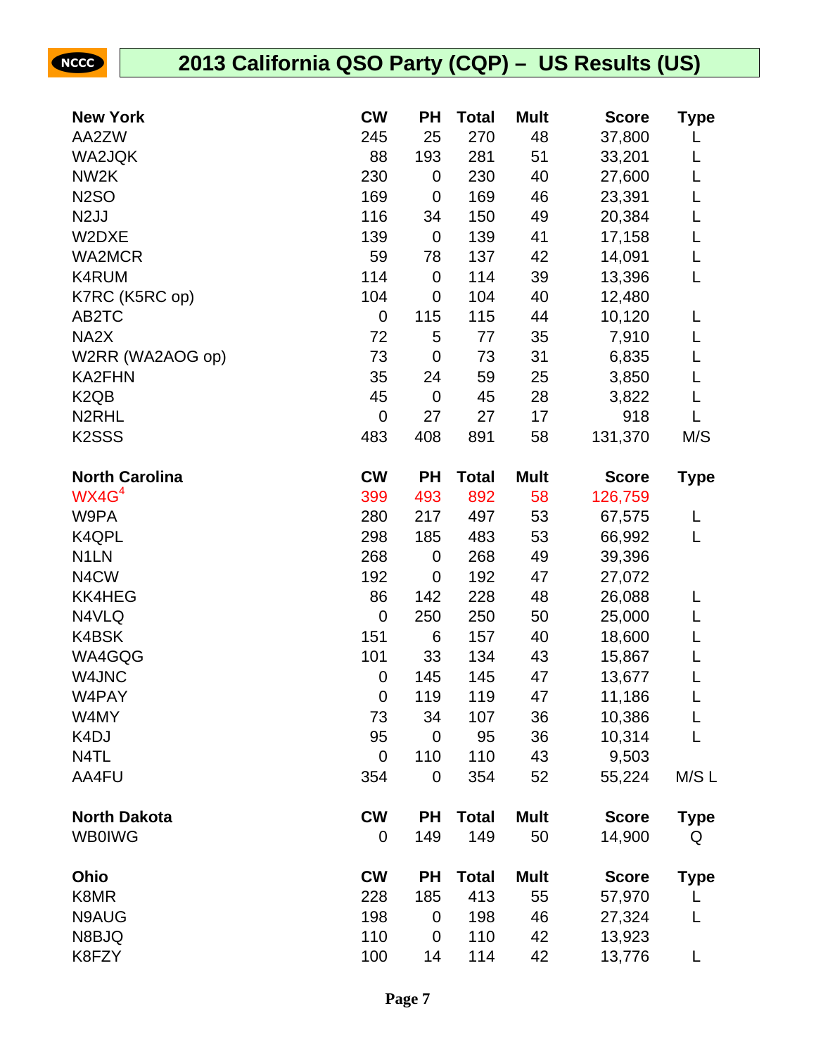# 2013 California QSO Party (CQP) – US Results (US)

| New York | CW | PH | Total | Mult | Score | Type |
|---|---|---|---|---|---|---|
| AA2ZW | 245 | 25 | 270 | 48 | 37,800 | L |
| WA2JQK | 88 | 193 | 281 | 51 | 33,201 | L |
| NW2K | 230 | 0 | 230 | 40 | 27,600 | L |
| N2SO | 169 | 0 | 169 | 46 | 23,391 | L |
| N2JJ | 116 | 34 | 150 | 49 | 20,384 | L |
| W2DXE | 139 | 0 | 139 | 41 | 17,158 | L |
| WA2MCR | 59 | 78 | 137 | 42 | 14,091 | L |
| K4RUM | 114 | 0 | 114 | 39 | 13,396 | L |
| K7RC (K5RC op) | 104 | 0 | 104 | 40 | 12,480 | |
| AB2TC | 0 | 115 | 115 | 44 | 10,120 | L |
| NA2X | 72 | 5 | 77 | 35 | 7,910 | L |
| W2RR (WA2AOG op) | 73 | 0 | 73 | 31 | 6,835 | L |
| KA2FHN | 35 | 24 | 59 | 25 | 3,850 | L |
| K2QB | 45 | 0 | 45 | 28 | 3,822 | L |
| N2RHL | 0 | 27 | 27 | 17 | 918 | L |
| K2SSS | 483 | 408 | 891 | 58 | 131,370 | M/S |

| North Carolina | CW | PH | Total | Mult | Score | Type |
|---|---|---|---|---|---|---|
| WX4G[4] | 399 | 493 | 892 | 58 | 126,759 | |
| W9PA | 280 | 217 | 497 | 53 | 67,575 | L |
| K4QPL | 298 | 185 | 483 | 53 | 66,992 | L |
| N1LN | 268 | 0 | 268 | 49 | 39,396 | |
| N4CW | 192 | 0 | 192 | 47 | 27,072 | |
| KK4HEG | 86 | 142 | 228 | 48 | 26,088 | L |
| N4VLQ | 0 | 250 | 250 | 50 | 25,000 | L |
| K4BSK | 151 | 6 | 157 | 40 | 18,600 | L |
| WA4GQG | 101 | 33 | 134 | 43 | 15,867 | L |
| W4JNC | 0 | 145 | 145 | 47 | 13,677 | L |
| W4PAY | 0 | 119 | 119 | 47 | 11,186 | L |
| W4MY | 73 | 34 | 107 | 36 | 10,386 | L |
| K4DJ | 95 | 0 | 95 | 36 | 10,314 | L |
| N4TL | 0 | 110 | 110 | 43 | 9,503 | |
| AA4FU | 354 | 0 | 354 | 52 | 55,224 | M/S L |

| North Dakota | CW | PH | Total | Mult | Score | Type |
|---|---|---|---|---|---|---|
| WB0IWG | 0 | 149 | 149 | 50 | 14,900 | Q |

| Ohio | CW | PH | Total | Mult | Score | Type |
|---|---|---|---|---|---|---|
| K8MR | 228 | 185 | 413 | 55 | 57,970 | L |
| N9AUG | 198 | 0 | 198 | 46 | 27,324 | L |
| N8BJQ | 110 | 0 | 110 | 42 | 13,923 | |
| K8FZY | 100 | 14 | 114 | 42 | 13,776 | L |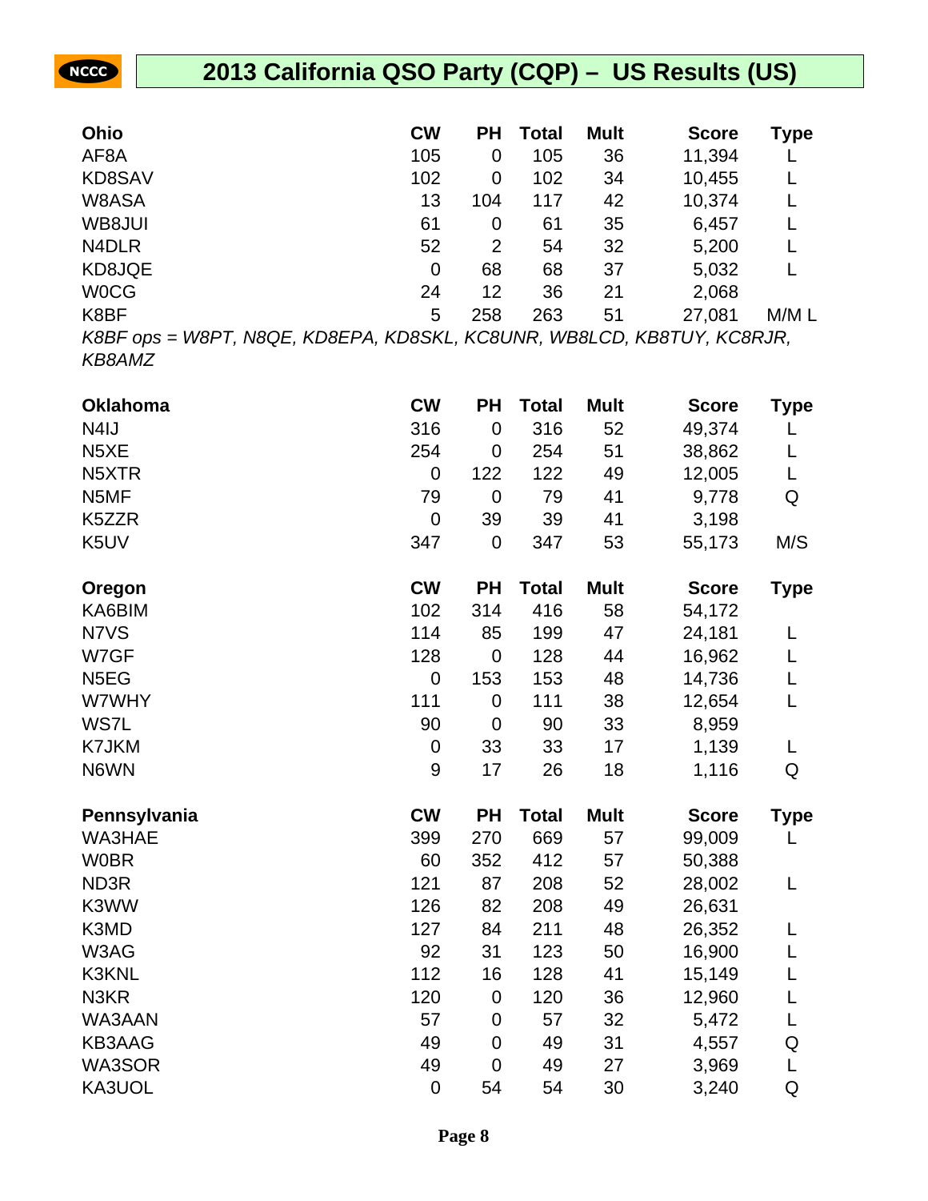# 2013 California QSO Party (CQP) – US Results (US)

| Ohio | CW | PH | Total | Mult | Score | Type |
|---|---|---|---|---|---|---|
| AF8A | 105 | 0 | 105 | 36 | 11,394 | L |
| KD8SAV | 102 | 0 | 102 | 34 | 10,455 | L |
| W8ASA | 13 | 104 | 117 | 42 | 10,374 | L |
| WB8JUI | 61 | 0 | 61 | 35 | 6,457 | L |
| N4DLR | 52 | 2 | 54 | 32 | 5,200 | L |
| KD8JQE | 0 | 68 | 68 | 37 | 5,032 | L |
| W0CG | 24 | 12 | 36 | 21 | 2,068 | |
| K8BF | 5 | 258 | 263 | 51 | 27,081 | M/M L |

*K8BF ops = W8PT, N8QE, KD8EPA, KD8SKL, KC8UNR, WB8LCD, KB8TUY, KC8RJR, KB8AMZ*

| Oklahoma | CW | PH | Total | Mult | Score | Type |
|---|---|---|---|---|---|---|
| N4IJ | 316 | 0 | 316 | 52 | 49,374 | L |
| N5XE | 254 | 0 | 254 | 51 | 38,862 | L |
| N5XTR | 0 | 122 | 122 | 49 | 12,005 | L |
| N5MF | 79 | 0 | 79 | 41 | 9,778 | Q |
| K5ZZR | 0 | 39 | 39 | 41 | 3,198 | |
| K5UV | 347 | 0 | 347 | 53 | 55,173 | M/S |

| Oregon | CW | PH | Total | Mult | Score | Type |
|---|---|---|---|---|---|---|
| KA6BIM | 102 | 314 | 416 | 58 | 54,172 | |
| N7VS | 114 | 85 | 199 | 47 | 24,181 | L |
| W7GF | 128 | 0 | 128 | 44 | 16,962 | L |
| N5EG | 0 | 153 | 153 | 48 | 14,736 | L |
| W7WHY | 111 | 0 | 111 | 38 | 12,654 | L |
| WS7L | 90 | 0 | 90 | 33 | 8,959 | |
| K7JKM | 0 | 33 | 33 | 17 | 1,139 | L |
| N6WN | 9 | 17 | 26 | 18 | 1,116 | Q |

| Pennsylvania | CW | PH | Total | Mult | Score | Type |
|---|---|---|---|---|---|---|
| WA3HAE | 399 | 270 | 669 | 57 | 99,009 | L |
| W0BR | 60 | 352 | 412 | 57 | 50,388 | |
| ND3R | 121 | 87 | 208 | 52 | 28,002 | L |
| K3WW | 126 | 82 | 208 | 49 | 26,631 | |
| K3MD | 127 | 84 | 211 | 48 | 26,352 | L |
| W3AG | 92 | 31 | 123 | 50 | 16,900 | L |
| K3KNL | 112 | 16 | 128 | 41 | 15,149 | L |
| N3KR | 120 | 0 | 120 | 36 | 12,960 | L |
| WA3AAN | 57 | 0 | 57 | 32 | 5,472 | L |
| KB3AAG | 49 | 0 | 49 | 31 | 4,557 | Q |
| WA3SOR | 49 | 0 | 49 | 27 | 3,969 | L |
| KA3UOL | 0 | 54 | 54 | 30 | 3,240 | Q |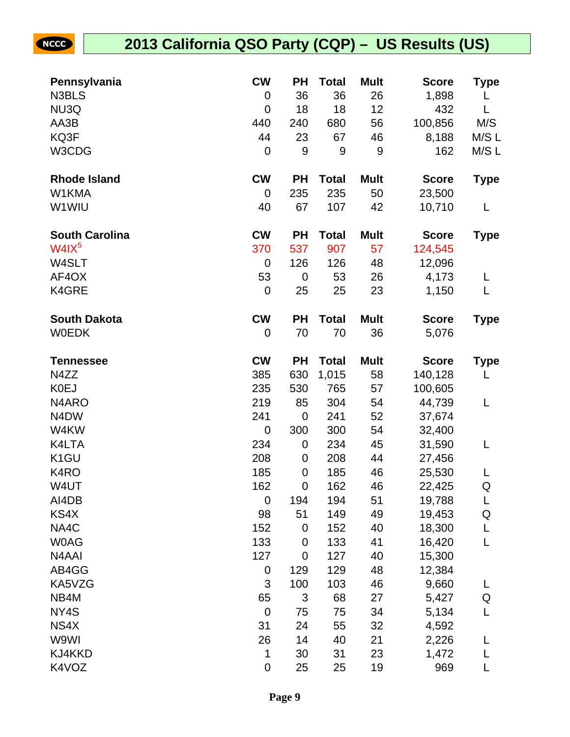## 2013 California QSO Party (CQP) – US Results (US)

| Pennsylvania | CW | PH | Total | Mult | Score | Type |
|---|---|---|---|---|---|---|
| N3BLS | 0 | 36 | 36 | 26 | 1,898 | L |
| NU3Q | 0 | 18 | 18 | 12 | 432 | L |
| AA3B | 440 | 240 | 680 | 56 | 100,856 | M/S |
| KQ3F | 44 | 23 | 67 | 46 | 8,188 | M/S L |
| W3CDG | 0 | 9 | 9 | 9 | 162 | M/S L |

| Rhode Island | CW | PH | Total | Mult | Score | Type |
|---|---|---|---|---|---|---|
| W1KMA | 0 | 235 | 235 | 50 | 23,500 | |
| W1WIU | 40 | 67 | 107 | 42 | 10,710 | L |

| South Carolina | CW | PH | Total | Mult | Score | Type |
|---|---|---|---|---|---|---|
| W4IX[5] | 370 | 537 | 907 | 57 | 124,545 | |
| W4SLT | 0 | 126 | 126 | 48 | 12,096 | |
| AF4OX | 53 | 0 | 53 | 26 | 4,173 | L |
| K4GRE | 0 | 25 | 25 | 23 | 1,150 | L |

| South Dakota | CW | PH | Total | Mult | Score | Type |
|---|---|---|---|---|---|---|
| W0EDK | 0 | 70 | 70 | 36 | 5,076 | |

| Tennessee | CW | PH | Total | Mult | Score | Type |
|---|---|---|---|---|---|---|
| N4ZZ | 385 | 630 | 1,015 | 58 | 140,128 | L |
| K0EJ | 235 | 530 | 765 | 57 | 100,605 | |
| N4ARO | 219 | 85 | 304 | 54 | 44,739 | L |
| N4DW | 241 | 0 | 241 | 52 | 37,674 | |
| W4KW | 0 | 300 | 300 | 54 | 32,400 | |
| K4LTA | 234 | 0 | 234 | 45 | 31,590 | L |
| K1GU | 208 | 0 | 208 | 44 | 27,456 | |
| K4RO | 185 | 0 | 185 | 46 | 25,530 | L |
| W4UT | 162 | 0 | 162 | 46 | 22,425 | Q |
| AI4DB | 0 | 194 | 194 | 51 | 19,788 | L |
| KS4X | 98 | 51 | 149 | 49 | 19,453 | Q |
| NA4C | 152 | 0 | 152 | 40 | 18,300 | L |
| W0AG | 133 | 0 | 133 | 41 | 16,420 | L |
| N4AAI | 127 | 0 | 127 | 40 | 15,300 | |
| AB4GG | 0 | 129 | 129 | 48 | 12,384 | |
| KA5VZG | 3 | 100 | 103 | 46 | 9,660 | L |
| NB4M | 65 | 3 | 68 | 27 | 5,427 | Q |
| NY4S | 0 | 75 | 75 | 34 | 5,134 | L |
| NS4X | 31 | 24 | 55 | 32 | 4,592 | |
| W9WI | 26 | 14 | 40 | 21 | 2,226 | L |
| KJ4KKD | 1 | 30 | 31 | 23 | 1,472 | L |
| K4VOZ | 0 | 25 | 25 | 19 | 969 | L |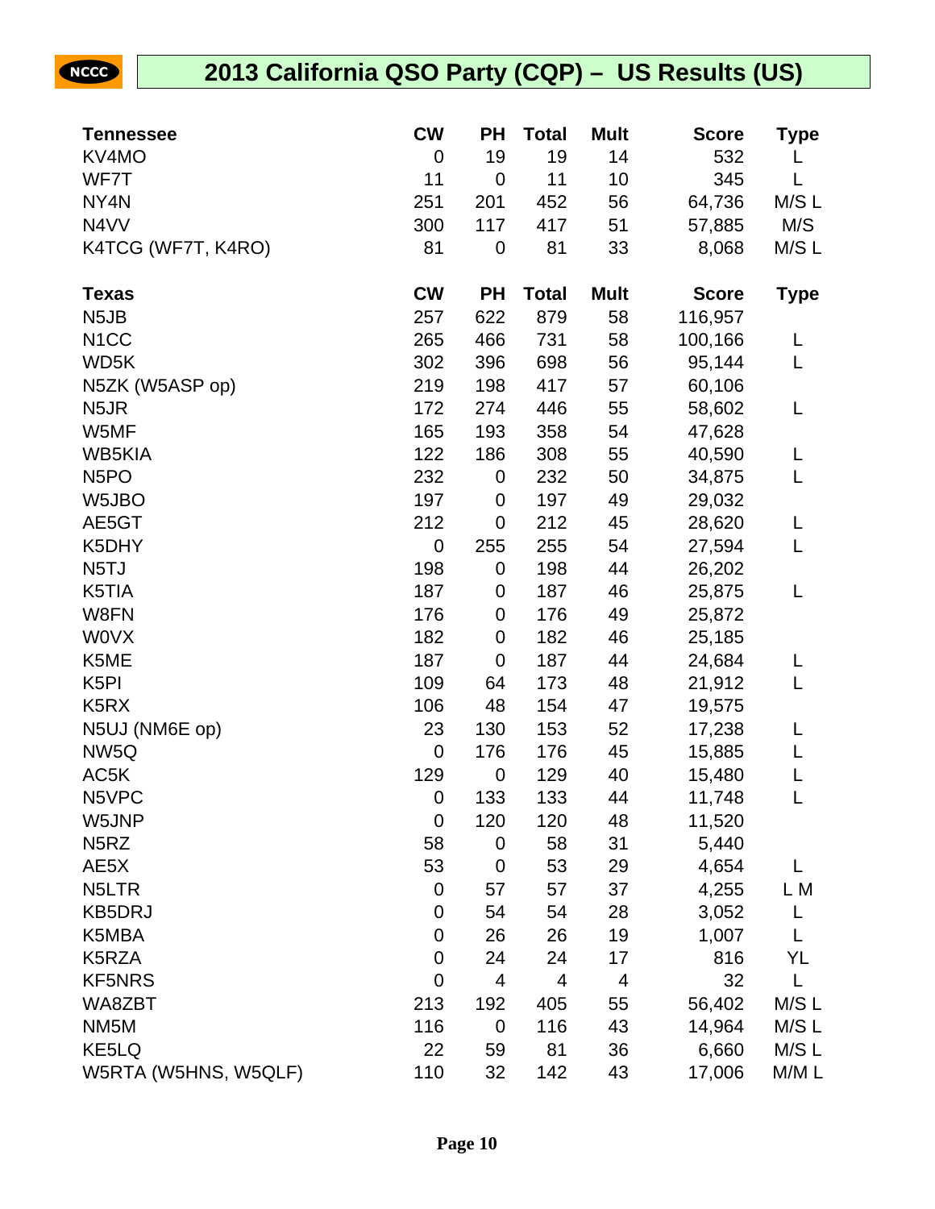# 2013 California QSO Party (CQP) – US Results (US)

| Tennessee | CW | PH | Total | Mult | Score | Type |
|---|---|---|---|---|---|---|
| KV4MO | 0 | 19 | 19 | 14 | 532 | L |
| WF7T | 11 | 0 | 11 | 10 | 345 | L |
| NY4N | 251 | 201 | 452 | 56 | 64,736 | M/S L |
| N4VV | 300 | 117 | 417 | 51 | 57,885 | M/S |
| K4TCG (WF7T, K4RO) | 81 | 0 | 81 | 33 | 8,068 | M/S L |

| Texas | CW | PH | Total | Mult | Score | Type |
|---|---|---|---|---|---|---|
| N5JB | 257 | 622 | 879 | 58 | 116,957 | |
| N1CC | 265 | 466 | 731 | 58 | 100,166 | L |
| WD5K | 302 | 396 | 698 | 56 | 95,144 | L |
| N5ZK (W5ASP op) | 219 | 198 | 417 | 57 | 60,106 | |
| N5JR | 172 | 274 | 446 | 55 | 58,602 | L |
| W5MF | 165 | 193 | 358 | 54 | 47,628 | |
| WB5KIA | 122 | 186 | 308 | 55 | 40,590 | L |
| N5PO | 232 | 0 | 232 | 50 | 34,875 | L |
| W5JBO | 197 | 0 | 197 | 49 | 29,032 | |
| AE5GT | 212 | 0 | 212 | 45 | 28,620 | L |
| K5DHY | 0 | 255 | 255 | 54 | 27,594 | L |
| N5TJ | 198 | 0 | 198 | 44 | 26,202 | |
| K5TIA | 187 | 0 | 187 | 46 | 25,875 | L |
| W8FN | 176 | 0 | 176 | 49 | 25,872 | |
| W0VX | 182 | 0 | 182 | 46 | 25,185 | |
| K5ME | 187 | 0 | 187 | 44 | 24,684 | L |
| K5PI | 109 | 64 | 173 | 48 | 21,912 | L |
| K5RX | 106 | 48 | 154 | 47 | 19,575 | |
| N5UJ (NM6E op) | 23 | 130 | 153 | 52 | 17,238 | L |
| NW5Q | 0 | 176 | 176 | 45 | 15,885 | L |
| AC5K | 129 | 0 | 129 | 40 | 15,480 | L |
| N5VPC | 0 | 133 | 133 | 44 | 11,748 | L |
| W5JNP | 0 | 120 | 120 | 48 | 11,520 | |
| N5RZ | 58 | 0 | 58 | 31 | 5,440 | |
| AE5X | 53 | 0 | 53 | 29 | 4,654 | L |
| N5LTR | 0 | 57 | 57 | 37 | 4,255 | L M |
| KB5DRJ | 0 | 54 | 54 | 28 | 3,052 | L |
| K5MBA | 0 | 26 | 26 | 19 | 1,007 | L |
| K5RZA | 0 | 24 | 24 | 17 | 816 | YL |
| KF5NRS | 0 | 4 | 4 | 4 | 32 | L |
| WA8ZBT | 213 | 192 | 405 | 55 | 56,402 | M/S L |
| NM5M | 116 | 0 | 116 | 43 | 14,964 | M/S L |
| KE5LQ | 22 | 59 | 81 | 36 | 6,660 | M/S L |
| W5RTA (W5HNS, W5QLF) | 110 | 32 | 142 | 43 | 17,006 | M/M L |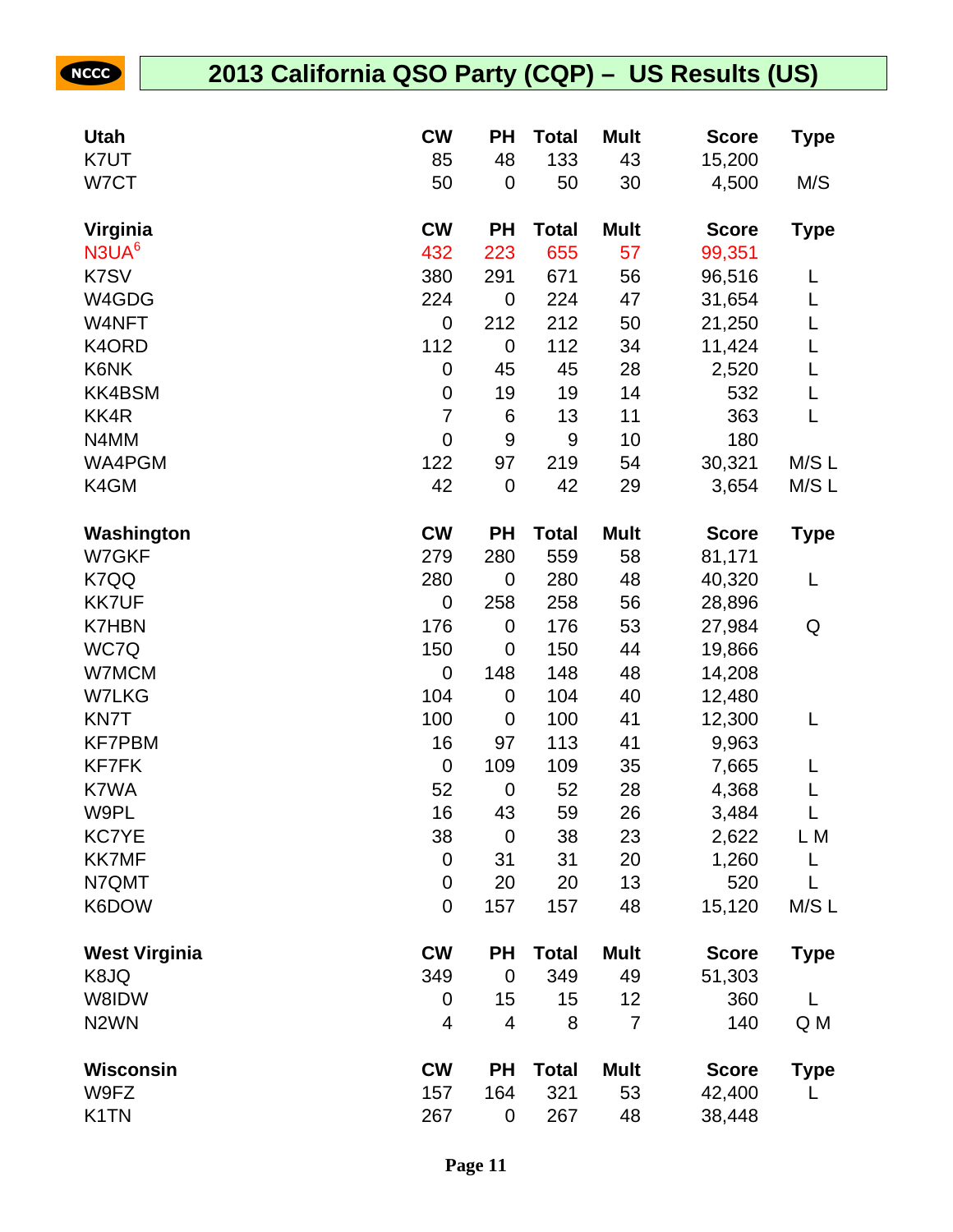# 2013 California QSO Party (CQP) – US Results (US)

| Utah | CW | PH | Total | Mult | Score | Type |
|---|---|---|---|---|---|---|
| K7UT | 85 | 48 | 133 | 43 | 15,200 | |
| W7CT | 50 | 0 | 50 | 30 | 4,500 | M/S |

| Virginia | CW | PH | Total | Mult | Score | Type |
|---|---|---|---|---|---|---|
| N3UA[6] | 432 | 223 | 655 | 57 | 99,351 | |
| K7SV | 380 | 291 | 671 | 56 | 96,516 | L |
| W4GDG | 224 | 0 | 224 | 47 | 31,654 | L |
| W4NFT | 0 | 212 | 212 | 50 | 21,250 | L |
| K4ORD | 112 | 0 | 112 | 34 | 11,424 | L |
| K6NK | 0 | 45 | 45 | 28 | 2,520 | L |
| KK4BSM | 0 | 19 | 19 | 14 | 532 | L |
| KK4R | 7 | 6 | 13 | 11 | 363 | L |
| N4MM | 0 | 9 | 9 | 10 | 180 | |
| WA4PGM | 122 | 97 | 219 | 54 | 30,321 | M/S L |
| K4GM | 42 | 0 | 42 | 29 | 3,654 | M/S L |

| Washington | CW | PH | Total | Mult | Score | Type |
|---|---|---|---|---|---|---|
| W7GKF | 279 | 280 | 559 | 58 | 81,171 | |
| K7QQ | 280 | 0 | 280 | 48 | 40,320 | L |
| KK7UF | 0 | 258 | 258 | 56 | 28,896 | |
| K7HBN | 176 | 0 | 176 | 53 | 27,984 | Q |
| WC7Q | 150 | 0 | 150 | 44 | 19,866 | |
| W7MCM | 0 | 148 | 148 | 48 | 14,208 | |
| W7LKG | 104 | 0 | 104 | 40 | 12,480 | |
| KN7T | 100 | 0 | 100 | 41 | 12,300 | L |
| KF7PBM | 16 | 97 | 113 | 41 | 9,963 | |
| KF7FK | 0 | 109 | 109 | 35 | 7,665 | L |
| K7WA | 52 | 0 | 52 | 28 | 4,368 | L |
| W9PL | 16 | 43 | 59 | 26 | 3,484 | L |
| KC7YE | 38 | 0 | 38 | 23 | 2,622 | L M |
| KK7MF | 0 | 31 | 31 | 20 | 1,260 | L |
| N7QMT | 0 | 20 | 20 | 13 | 520 | L |
| K6DOW | 0 | 157 | 157 | 48 | 15,120 | M/S L |

| West Virginia | CW | PH | Total | Mult | Score | Type |
|---|---|---|---|---|---|---|
| K8JQ | 349 | 0 | 349 | 49 | 51,303 | |
| W8IDW | 0 | 15 | 15 | 12 | 360 | L |
| N2WN | 4 | 4 | 8 | 7 | 140 | Q M |

| Wisconsin | CW | PH | Total | Mult | Score | Type |
|---|---|---|---|---|---|---|
| W9FZ | 157 | 164 | 321 | 53 | 42,400 | L |
| K1TN | 267 | 0 | 267 | 48 | 38,448 | |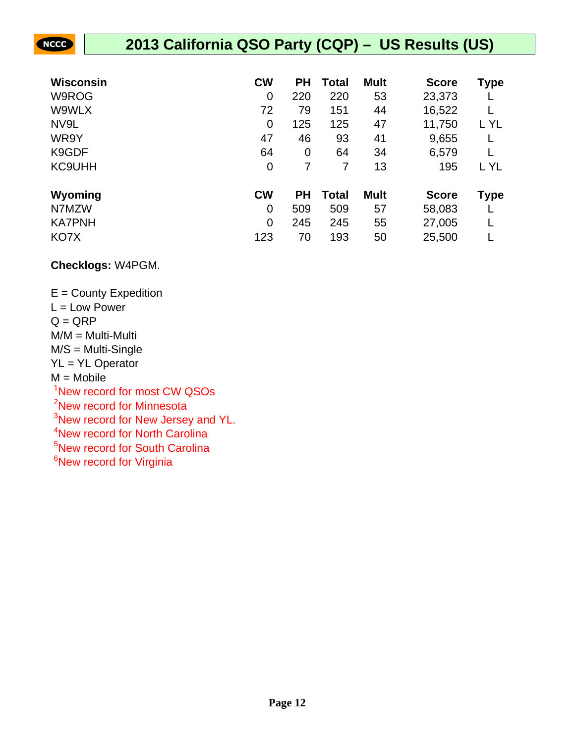# 2013 California QSO Party (CQP) – US Results (US)

| Wisconsin | CW | PH | Total | Mult | Score | Type |
|---|---|---|---|---|---|---|
| W9ROG | 0 | 220 | 220 | 53 | 23,373 | L |
| W9WLX | 72 | 79 | 151 | 44 | 16,522 | L |
| NV9L | 0 | 125 | 125 | 47 | 11,750 | L YL |
| WR9Y | 47 | 46 | 93 | 41 | 9,655 | L |
| K9GDF | 64 | 0 | 64 | 34 | 6,579 | L |
| KC9UHH | 0 | 7 | 7 | 13 | 195 | L YL |

| Wyoming | CW | PH | Total | Mult | Score | Type |
|---|---|---|---|---|---|---|
| N7MZW | 0 | 509 | 509 | 57 | 58,083 | L |
| KA7PNH | 0 | 245 | 245 | 55 | 27,005 | L |
| KO7X | 123 | 70 | 193 | 50 | 25,500 | L |

**Checklogs:** W4PGM.

E = County Expedition
L = Low Power
Q = QRP
M/M = Multi-Multi
M/S = Multi-Single
YL = YL Operator
M = Mobile
[1]New record for most CW QSOs
[2]New record for Minnesota
[3]New record for New Jersey and YL.
[4]New record for North Carolina
[5]New record for South Carolina
[6]New record for Virginia